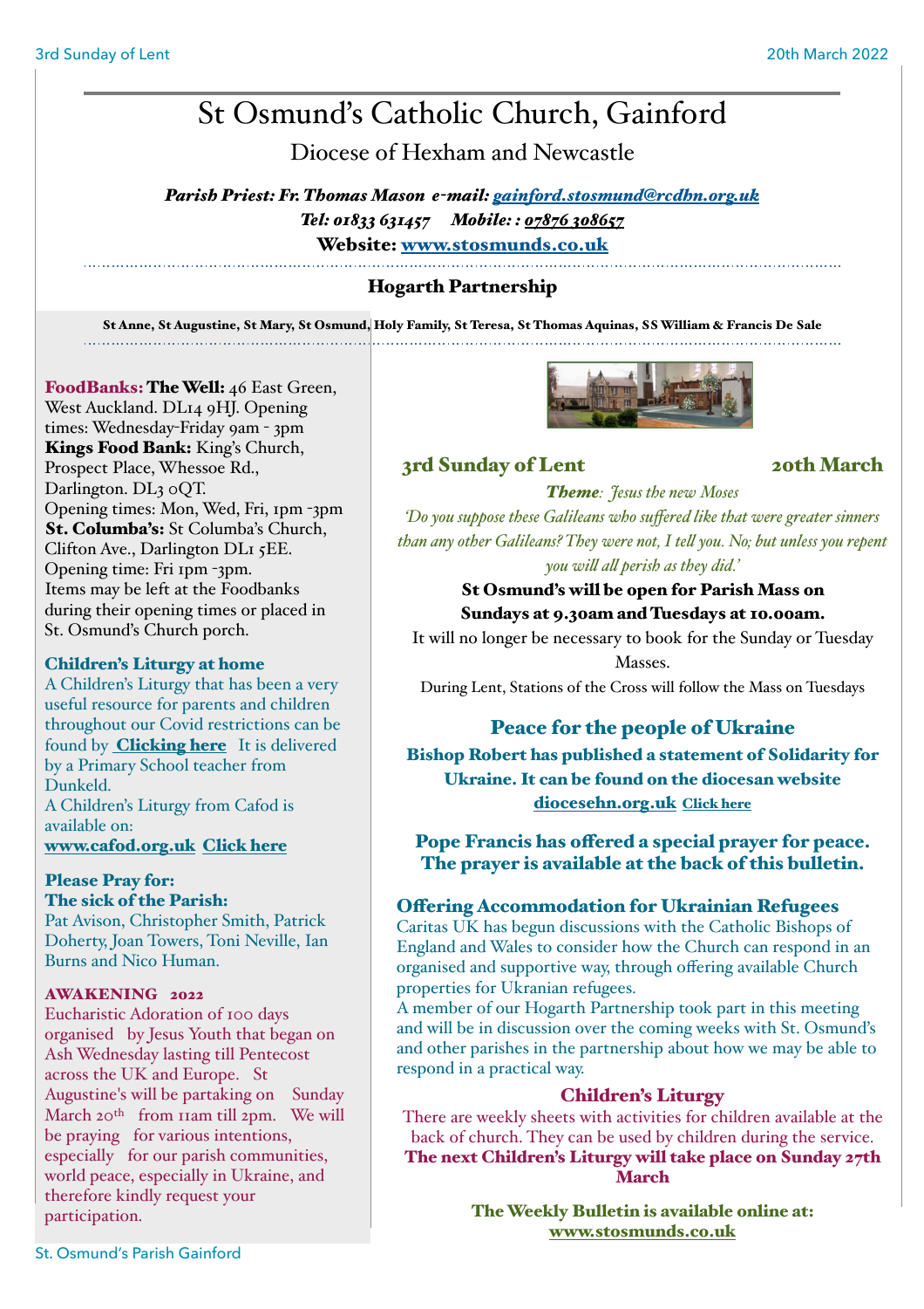# St Osmund's Catholic Church, Gainford

Diocese of Hexham and Newcastle

***Parish Priest: Fr. Thomas Mason e-mail: gainford.stosmund@rcdhn.org.uk***
***Tel: 01833 631457 Mobile: : 07876 308657***
**Website: www.stosmunds.co.uk**

## Hogarth Partnership

**St Anne, St Augustine, St Mary, St Osmund, Holy Family, St Teresa, St Thomas Aquinas, SS William & Francis De Sale**

**FoodBanks: The Well:** 46 East Green, West Auckland. DL14 9HJ. Opening times: Wednesday-Friday 9am - 3pm
**Kings Food Bank:** King's Church, Prospect Place, Whessoe Rd., Darlington. DL3 0QT.
Opening times: Mon, Wed, Fri, 1pm -3pm
**St. Columba's:** St Columba's Church, Clifton Ave., Darlington DL1 5EE.
Opening time: Fri 1pm -3pm.
Items may be left at the Foodbanks during their opening times or placed in St. Osmund's Church porch.

### Children's Liturgy at home

A Children's Liturgy that has been a very useful resource for parents and children throughout our Covid restrictions can be found by **Clicking here** It is delivered by a Primary School teacher from Dunkeld.
A Children's Liturgy from Cafod is available on:
**www.cafod.org.uk Click here**

### Please Pray for:

**The sick of the Parish:**
Pat Avison, Christopher Smith, Patrick Doherty, Joan Towers, Toni Neville, Ian Burns and Nico Human.

### AWAKENING 2022

Eucharistic Adoration of 100 days organised by Jesus Youth that began on Ash Wednesday lasting till Pentecost across the UK and Europe. St Augustine's will be partaking on Sunday March 20th from 11am till 2pm. We will be praying for various intentions, especially for our parish communities, world peace, especially in Ukraine, and therefore kindly request your participation.

## 3rd Sunday of Lent 20th March

***Theme**: Jesus the new Moses*

*'Do you suppose these Galileans who suffered like that were greater sinners than any other Galileans? They were not, I tell you. No; but unless you repent you will all perish as they did.'*

**St Osmund's will be open for Parish Mass on Sundays at 9.30am and Tuesdays at 10.00am.**

It will no longer be necessary to book for the Sunday or Tuesday Masses.

During Lent, Stations of the Cross will follow the Mass on Tuesdays

## Peace for the people of Ukraine

**Bishop Robert has published a statement of Solidarity for Ukraine. It can be found on the diocesan website diocesehn.org.uk Click here**

**Pope Francis has offered a special prayer for peace. The prayer is available at the back of this bulletin.**

### Offering Accommodation for Ukrainian Refugees

Caritas UK has begun discussions with the Catholic Bishops of England and Wales to consider how the Church can respond in an organised and supportive way, through offering available Church properties for Ukranian refugees.
A member of our Hogarth Partnership took part in this meeting and will be in discussion over the coming weeks with St. Osmund's and other parishes in the partnership about how we may be able to respond in a practical way.

### Children's Liturgy

There are weekly sheets with activities for children available at the back of church. They can be used by children during the service.
**The next Children's Liturgy will take place on Sunday 27th March**

**The Weekly Bulletin is available online at: www.stosmunds.co.uk**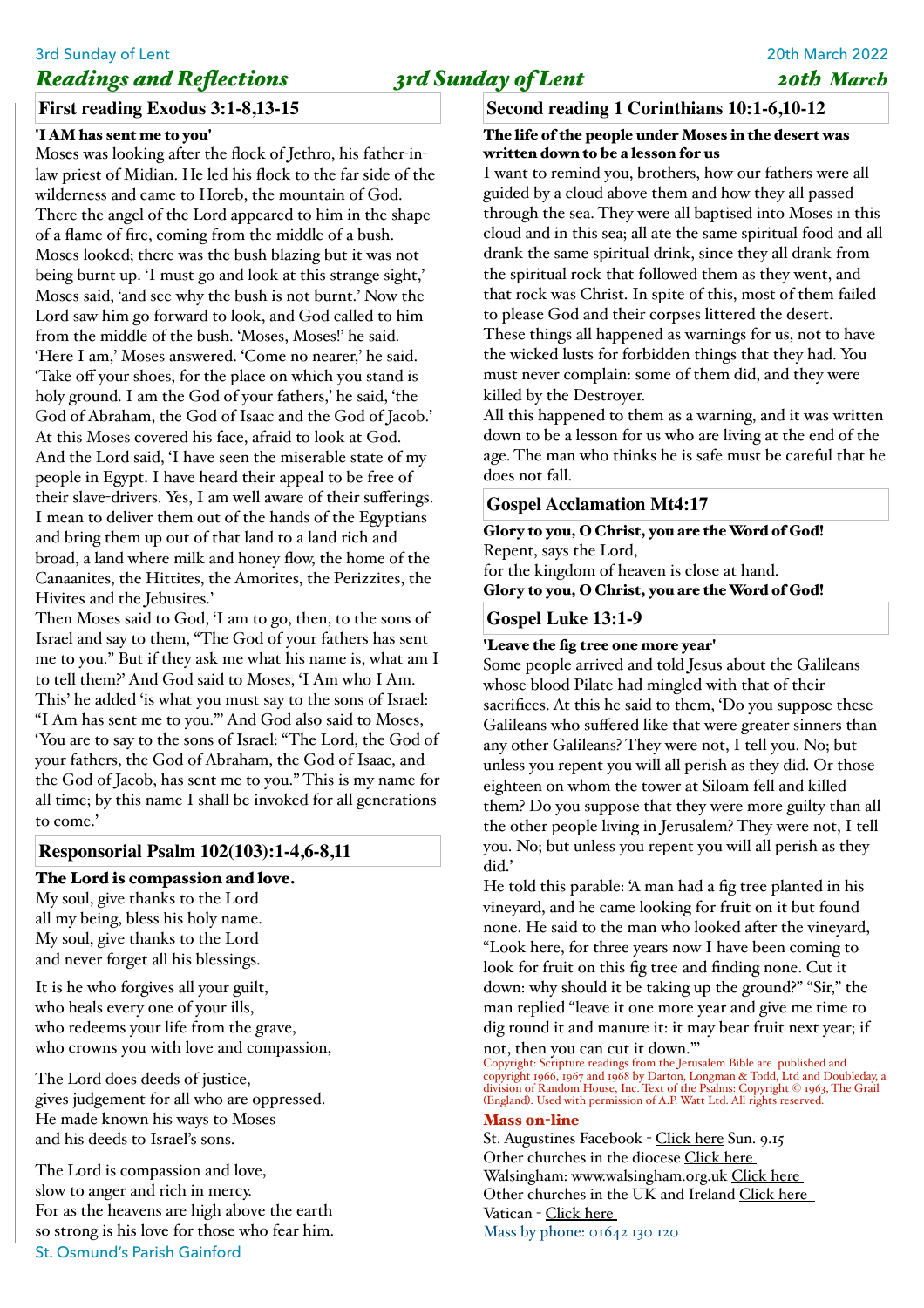# Readings and Reflections — 3rd Sunday of Lent — 20th March

## First reading Exodus 3:1-8,13-15

**'I AM has sent me to you'**

Moses was looking after the flock of Jethro, his father-in-law priest of Midian. He led his flock to the far side of the wilderness and came to Horeb, the mountain of God. There the angel of the Lord appeared to him in the shape of a flame of fire, coming from the middle of a bush. Moses looked; there was the bush blazing but it was not being burnt up. 'I must go and look at this strange sight,' Moses said, 'and see why the bush is not burnt.' Now the Lord saw him go forward to look, and God called to him from the middle of the bush. 'Moses, Moses!' he said. 'Here I am,' Moses answered. 'Come no nearer,' he said. 'Take off your shoes, for the place on which you stand is holy ground. I am the God of your fathers,' he said, 'the God of Abraham, the God of Isaac and the God of Jacob.' At this Moses covered his face, afraid to look at God.
And the Lord said, 'I have seen the miserable state of my people in Egypt. I have heard their appeal to be free of their slave-drivers. Yes, I am well aware of their sufferings. I mean to deliver them out of the hands of the Egyptians and bring them up out of that land to a land rich and broad, a land where milk and honey flow, the home of the Canaanites, the Hittites, the Amorites, the Perizzites, the Hivites and the Jebusites.'
Then Moses said to God, 'I am to go, then, to the sons of Israel and say to them, "The God of your fathers has sent me to you." But if they ask me what his name is, what am I to tell them?' And God said to Moses, 'I Am who I Am. This' he added 'is what you must say to the sons of Israel: "I Am has sent me to you."' And God also said to Moses, 'You are to say to the sons of Israel: "The Lord, the God of your fathers, the God of Abraham, the God of Isaac, and the God of Jacob, has sent me to you." This is my name for all time; by this name I shall be invoked for all generations to come.'

## Responsorial Psalm 102(103):1-4,6-8,11

**The Lord is compassion and love.**

My soul, give thanks to the Lord
all my being, bless his holy name.
My soul, give thanks to the Lord
and never forget all his blessings.

It is he who forgives all your guilt,
who heals every one of your ills,
who redeems your life from the grave,
who crowns you with love and compassion,

The Lord does deeds of justice,
gives judgement for all who are oppressed.
He made known his ways to Moses
and his deeds to Israel's sons.

The Lord is compassion and love,
slow to anger and rich in mercy.
For as the heavens are high above the earth
so strong is his love for those who fear him.

## Second reading 1 Corinthians 10:1-6,10-12

**The life of the people under Moses in the desert was written down to be a lesson for us**

I want to remind you, brothers, how our fathers were all guided by a cloud above them and how they all passed through the sea. They were all baptised into Moses in this cloud and in this sea; all ate the same spiritual food and all drank the same spiritual drink, since they all drank from the spiritual rock that followed them as they went, and that rock was Christ. In spite of this, most of them failed to please God and their corpses littered the desert.
These things all happened as warnings for us, not to have the wicked lusts for forbidden things that they had. You must never complain: some of them did, and they were killed by the Destroyer.
All this happened to them as a warning, and it was written down to be a lesson for us who are living at the end of the age. The man who thinks he is safe must be careful that he does not fall.

## Gospel Acclamation Mt4:17

**Glory to you, O Christ, you are the Word of God!**
Repent, says the Lord,
for the kingdom of heaven is close at hand.
**Glory to you, O Christ, you are the Word of God!**

## Gospel Luke 13:1-9

**'Leave the fig tree one more year'**

Some people arrived and told Jesus about the Galileans whose blood Pilate had mingled with that of their sacrifices. At this he said to them, 'Do you suppose these Galileans who suffered like that were greater sinners than any other Galileans? They were not, I tell you. No; but unless you repent you will all perish as they did. Or those eighteen on whom the tower at Siloam fell and killed them? Do you suppose that they were more guilty than all the other people living in Jerusalem? They were not, I tell you. No; but unless you repent you will all perish as they did.'
He told this parable: 'A man had a fig tree planted in his vineyard, and he came looking for fruit on it but found none. He said to the man who looked after the vineyard, "Look here, for three years now I have been coming to look for fruit on this fig tree and finding none. Cut it down: why should it be taking up the ground?" "Sir," the man replied "leave it one more year and give me time to dig round it and manure it: it may bear fruit next year; if not, then you can cut it down."'

Copyright: Scripture readings from the Jerusalem Bible are published and copyright 1966, 1967 and 1968 by Darton, Longman & Todd, Ltd and Doubleday, a division of Random House, Inc. Text of the Psalms: Copyright © 1963, The Grail (England). Used with permission of A.P. Watt Ltd. All rights reserved.

**Mass on-line**

St. Augustines Facebook - Click here Sun. 9.15
Other churches in the diocese Click here
Walsingham: www.walsingham.org.uk Click here
Other churches in the UK and Ireland Click here
Vatican - Click here
Mass by phone: 01642 130 120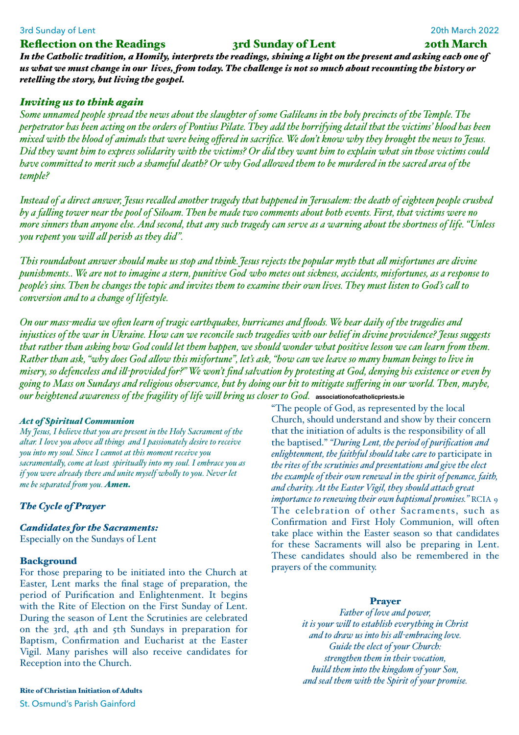## Reflection on the Readings — 3rd Sunday of Lent — 20th March

***In the Catholic tradition, a Homily, interprets the readings, shining a light on the present and asking each one of us what we must change in our lives, from today. The challenge is not so much about recounting the history or retelling the story, but living the gospel.***

### *Inviting us to think again*

*Some unnamed people spread the news about the slaughter of some Galileans in the holy precincts of the Temple. The perpetrator has been acting on the orders of Pontius Pilate. They add the horrifying detail that the victims' blood has been mixed with the blood of animals that were being offered in sacrifice. We don't know why they brought the news to Jesus. Did they want him to express solidarity with the victims? Or did they want him to explain what sin those victims could have committed to merit such a shameful death? Or why God allowed them to be murdered in the sacred area of the temple?*

*Instead of a direct answer, Jesus recalled another tragedy that happened in Jerusalem: the death of eighteen people crushed by a falling tower near the pool of Siloam. Then he made two comments about both events. First, that victims were no more sinners than anyone else. And second, that any such tragedy can serve as a warning about the shortness of life. "Unless you repent you will all perish as they did".*

*This roundabout answer should make us stop and think. Jesus rejects the popular myth that all misfortunes are divine punishments.. We are not to imagine a stern, punitive God who metes out sickness, accidents, misfortunes, as a response to people's sins. Then he changes the topic and invites them to examine their own lives. They must listen to God's call to conversion and to a change of lifestyle.*

*On our mass-media we often learn of tragic earthquakes, hurricanes and floods. We hear daily of the tragedies and injustices of the war in Ukraine. How can we reconcile such tragedies with our belief in divine providence? Jesus suggests that rather than asking how God could let them happen, we should wonder what positive lesson we can learn from them. Rather than ask, "why does God allow this misfortune", let's ask, "how can we leave so many human beings to live in misery, so defenceless and ill-provided for?" We won't find salvation by protesting at God, denying his existence or even by going to Mass on Sundays and religious observance, but by doing our bit to mitigate suffering in our world. Then, maybe, our heightened awareness of the fragility of life will bring us closer to God.* associationofcatholicpriests.ie

#### *Act of Spiritual Communion*

*My Jesus, I believe that you are present in the Holy Sacrament of the altar. I love you above all things and I passionately desire to receive you into my soul. Since I cannot at this moment receive you sacramentally, come at least spiritually into my soul. I embrace you as if you were already there and unite myself wholly to you. Never let me be separated from you.* ***Amen.***

### *The Cycle of Prayer*

#### *Candidates for the Sacraments:*

Especially on the Sundays of Lent

#### Background

For those preparing to be initiated into the Church at Easter, Lent marks the final stage of preparation, the period of Purification and Enlightenment. It begins with the Rite of Election on the First Sunday of Lent. During the season of Lent the Scrutinies are celebrated on the 3rd, 4th and 5th Sundays in preparation for Baptism, Confirmation and Eucharist at the Easter Vigil. Many parishes will also receive candidates for Reception into the Church.

**Rite of Christian Initiation of Adults**

"The people of God, as represented by the local Church, should understand and show by their concern that the initiation of adults is the responsibility of all the baptised." *"During Lent, the period of purification and enlightenment, the faithful should take care to* participate in *the rites of the scrutinies and presentations and give the elect the example of their own renewal in the spirit of penance, faith, and charity. At the Easter Vigil, they should attach great importance to renewing their own baptismal promises."* RCIA 9

The celebration of other Sacraments, such as Confirmation and First Holy Communion, will often take place within the Easter season so that candidates for these Sacraments will also be preparing in Lent. These candidates should also be remembered in the prayers of the community.

#### Prayer

*Father of love and power,*
*it is your will to establish everything in Christ*
*and to draw us into his all-embracing love.*
*Guide the elect of your Church:*
*strengthen them in their vocation,*
*build them into the kingdom of your Son,*
*and seal them with the Spirit of your promise.*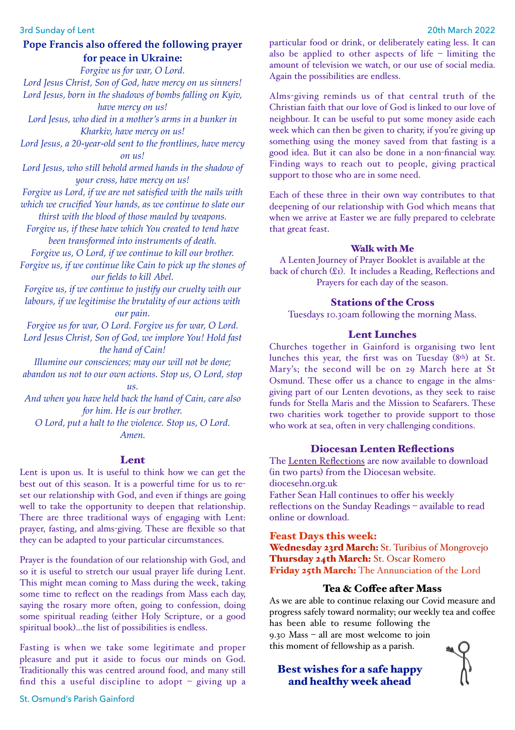## Pope Francis also offered the following prayer for peace in Ukraine:

*Forgive us for war, O Lord.*
*Lord Jesus Christ, Son of God, have mercy on us sinners!*
*Lord Jesus, born in the shadows of bombs falling on Kyiv, have mercy on us!*
*Lord Jesus, who died in a mother's arms in a bunker in Kharkiv, have mercy on us!*
*Lord Jesus, a 20-year-old sent to the frontlines, have mercy on us!*
*Lord Jesus, who still behold armed hands in the shadow of your cross, have mercy on us!*
*Forgive us Lord, if we are not satisfied with the nails with which we crucified Your hands, as we continue to slate our thirst with the blood of those mauled by weapons.*
*Forgive us, if these have which You created to tend have been transformed into instruments of death.*
*Forgive us, O Lord, if we continue to kill our brother.*
*Forgive us, if we continue like Cain to pick up the stones of our fields to kill Abel.*
*Forgive us, if we continue to justify our cruelty with our labours, if we legitimise the brutality of our actions with our pain.*
*Forgive us for war, O Lord. Forgive us for war, O Lord.*
*Lord Jesus Christ, Son of God, we implore You! Hold fast the hand of Cain!*
*Illumine our consciences; may our will not be done; abandon us not to our own actions. Stop us, O Lord, stop us.*
*And when you have held back the hand of Cain, care also for him. He is our brother.*
*O Lord, put a halt to the violence. Stop us, O Lord.*
*Amen.*

## Lent

Lent is upon us. It is useful to think how we can get the best out of this season. It is a powerful time for us to re-set our relationship with God, and even if things are going well to take the opportunity to deepen that relationship. There are three traditional ways of engaging with Lent: prayer, fasting, and alms-giving. These are flexible so that they can be adapted to your particular circumstances.

Prayer is the foundation of our relationship with God, and so it is useful to stretch our usual prayer life during Lent. This might mean coming to Mass during the week, taking some time to reflect on the readings from Mass each day, saying the rosary more often, going to confession, doing some spiritual reading (either Holy Scripture, or a good spiritual book)…the list of possibilities is endless.

Fasting is when we take some legitimate and proper pleasure and put it aside to focus our minds on God. Traditionally this was centred around food, and many still find this a useful discipline to adopt – giving up a particular food or drink, or deliberately eating less. It can also be applied to other aspects of life – limiting the amount of television we watch, or our use of social media. Again the possibilities are endless.

Alms-giving reminds us of that central truth of the Christian faith that our love of God is linked to our love of neighbour. It can be useful to put some money aside each week which can then be given to charity, if you're giving up something using the money saved from that fasting is a good idea. But it can also be done in a non-financial way. Finding ways to reach out to people, giving practical support to those who are in some need.

Each of these three in their own way contributes to that deepening of our relationship with God which means that when we arrive at Easter we are fully prepared to celebrate that great feast.

### Walk with Me

A Lenten Journey of Prayer Booklet is available at the back of church (£1). It includes a Reading, Reflections and Prayers for each day of the season.

### Stations of the Cross

Tuesdays 10.30am following the morning Mass.

### Lent Lunches

Churches together in Gainford is organising two lent lunches this year, the first was on Tuesday (8th) at St. Mary's; the second will be on 29 March here at St Osmund. These offer us a chance to engage in the alms-giving part of our Lenten devotions, as they seek to raise funds for Stella Maris and the Mission to Seafarers. These two charities work together to provide support to those who work at sea, often in very challenging conditions.

### Diocesan Lenten Reflections

The Lenten Reflections are now available to download (in two parts) from the Diocesan website.
diocesehn.org.uk
Father Sean Hall continues to offer his weekly reflections on the Sunday Readings – available to read online or download.

### Feast Days this week:

**Wednesday 23rd March:** St. Turibius of Mongrovejo
**Thursday 24th March:** St. Oscar Romero
**Friday 25th March:** The Annunciation of the Lord

### Tea & Coffee after Mass

As we are able to continue relaxing our Covid measure and progress safely toward normality; our weekly tea and coffee has been able to resume following the 9.30 Mass – all are most welcome to join this moment of fellowship as a parish.

**Best wishes for a safe happy and healthy week ahead**